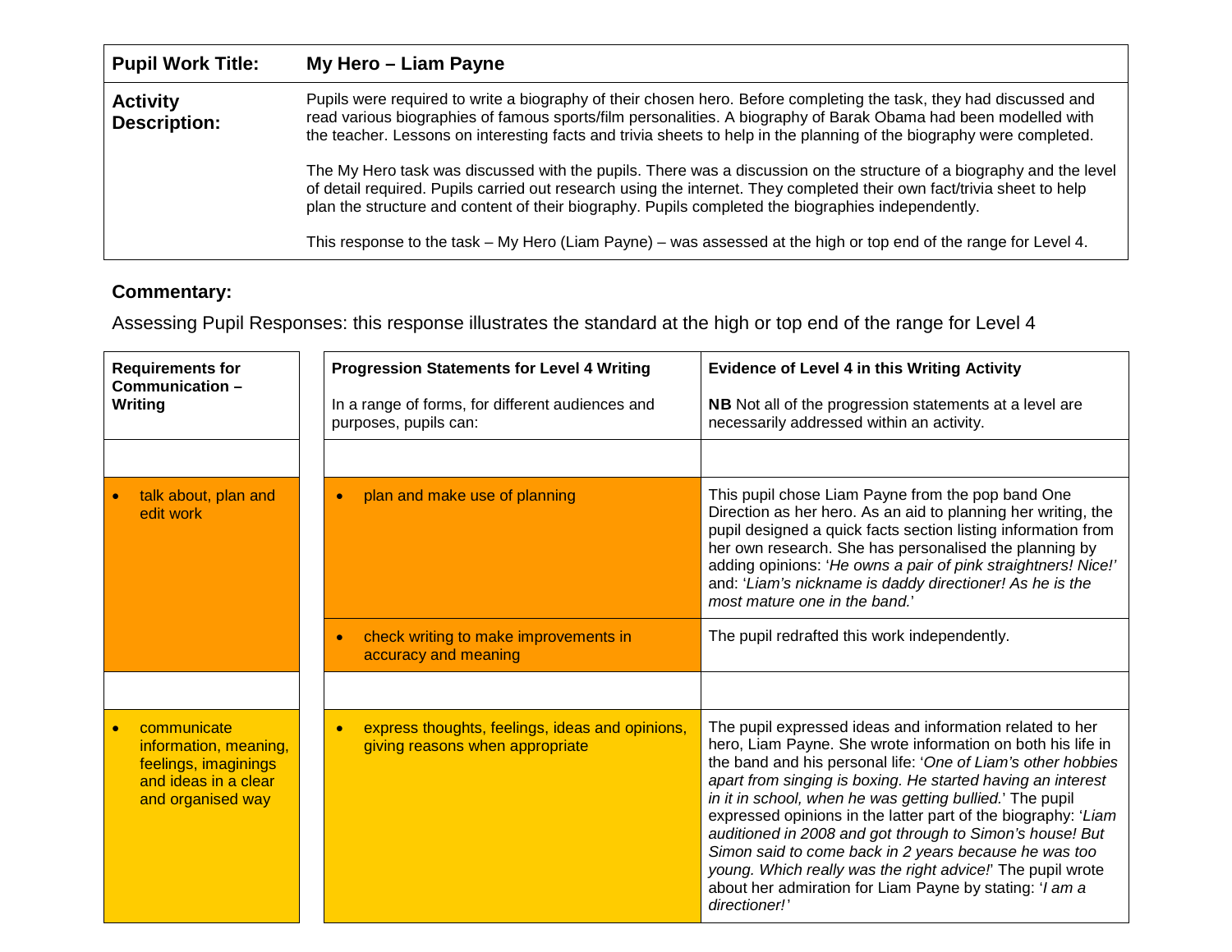| **Pupil Work Title:** | **My Hero – Liam Payne** |
|---|---|
| **Activity Description:** | Pupils were required to write a biography of their chosen hero. Before completing the task, they had discussed and read various biographies of famous sports/film personalities. A biography of Barak Obama had been modelled with the teacher. Lessons on interesting facts and trivia sheets to help in the planning of the biography were completed.<br><br>The My Hero task was discussed with the pupils. There was a discussion on the structure of a biography and the level of detail required. Pupils carried out research using the internet. They completed their own fact/trivia sheet to help plan the structure and content of their biography. Pupils completed the biographies independently.<br><br>This response to the task – My Hero (Liam Payne) – was assessed at the high or top end of the range for Level 4. |

## Commentary:

Assessing Pupil Responses: this response illustrates the standard at the high or top end of the range for Level 4

| **Requirements for Communication – Writing** | **Progression Statements for Level 4 Writing**<br><br>In a range of forms, for different audiences and purposes, pupils can: | **Evidence of Level 4 in this Writing Activity**<br><br>**NB** Not all of the progression statements at a level are necessarily addressed within an activity. |
|---|---|---|
| | | |
| • talk about, plan and edit work | • plan and make use of planning | This pupil chose Liam Payne from the pop band One Direction as her hero. As an aid to planning her writing, the pupil designed a quick facts section listing information from her own research. She has personalised the planning by adding opinions: '*He owns a pair of pink straighteners! Nice!*' and: '*Liam's nickname is daddy directioner! As he is the most mature one in the band.*' |
| | • check writing to make improvements in accuracy and meaning | The pupil redrafted this work independently. |
| | | |
| • communicate information, meaning, feelings, imaginings and ideas in a clear and organised way | • express thoughts, feelings, ideas and opinions, giving reasons when appropriate | The pupil expressed ideas and information related to her hero, Liam Payne. She wrote information on both his life in the band and his personal life: '*One of Liam's other hobbies apart from singing is boxing. He started having an interest in it in school, when he was getting bullied.*' The pupil expressed opinions in the latter part of the biography: '*Liam auditioned in 2008 and got through to Simon's house! But Simon said to come back in 2 years because he was too young. Which really was the right advice!*' The pupil wrote about her admiration for Liam Payne by stating: '*I am a directioner!*' |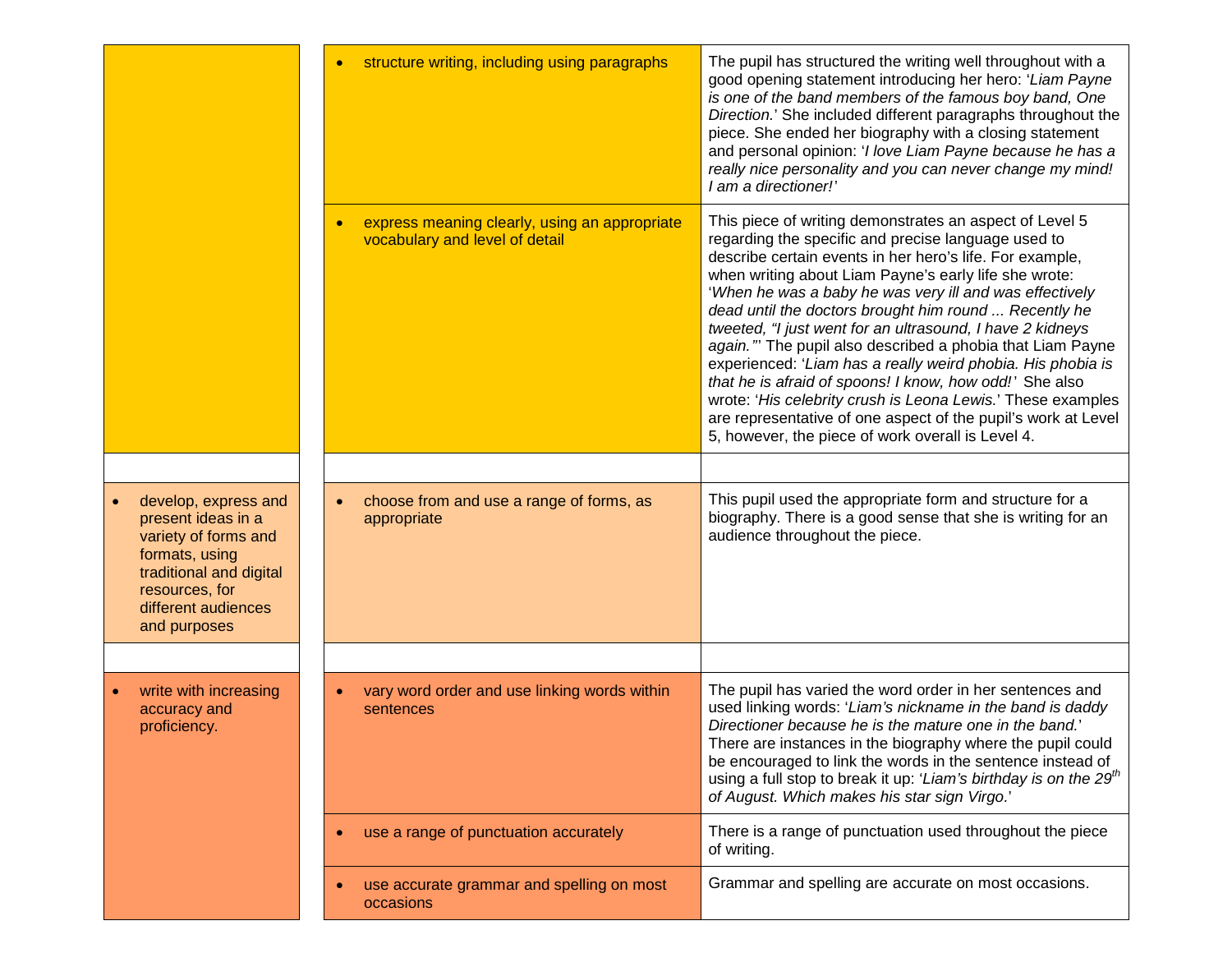| | | |
|---|---|---|
| | • structure writing, including using paragraphs | The pupil has structured the writing well throughout with a good opening statement introducing her hero: '*Liam Payne is one of the band members of the famous boy band, One Direction.*' She included different paragraphs throughout the piece. She ended her biography with a closing statement and personal opinion: '*I love Liam Payne because he has a really nice personality and you can never change my mind! I am a directioner!*' |
| | • express meaning clearly, using an appropriate vocabulary and level of detail | This piece of writing demonstrates an aspect of Level 5 regarding the specific and precise language used to describe certain events in her hero's life. For example, when writing about Liam Payne's early life she wrote: '*When he was a baby he was very ill and was effectively dead until the doctors brought him round ... Recently he tweeted, "I just went for an ultrasound, I have 2 kidneys again."*' The pupil also described a phobia that Liam Payne experienced: '*Liam has a really weird phobia. His phobia is that he is afraid of spoons! I know, how odd!*' She also wrote: '*His celebrity crush is Leona Lewis.*' These examples are representative of one aspect of the pupil's work at Level 5, however, the piece of work overall is Level 4. |
| | | |
| • develop, express and present ideas in a variety of forms and formats, using traditional and digital resources, for different audiences and purposes | • choose from and use a range of forms, as appropriate | This pupil used the appropriate form and structure for a biography. There is a good sense that she is writing for an audience throughout the piece. |
| | | |
| • write with increasing accuracy and proficiency. | • vary word order and use linking words within sentences | The pupil has varied the word order in her sentences and used linking words: '*Liam's nickname in the band is daddy Directioner because he is the mature one in the band.*' There are instances in the biography where the pupil could be encouraged to link the words in the sentence instead of using a full stop to break it up: '*Liam's birthday is on the 29th of August. Which makes his star sign Virgo.*' |
| | • use a range of punctuation accurately | There is a range of punctuation used throughout the piece of writing. |
| | • use accurate grammar and spelling on most occasions | Grammar and spelling are accurate on most occasions. |